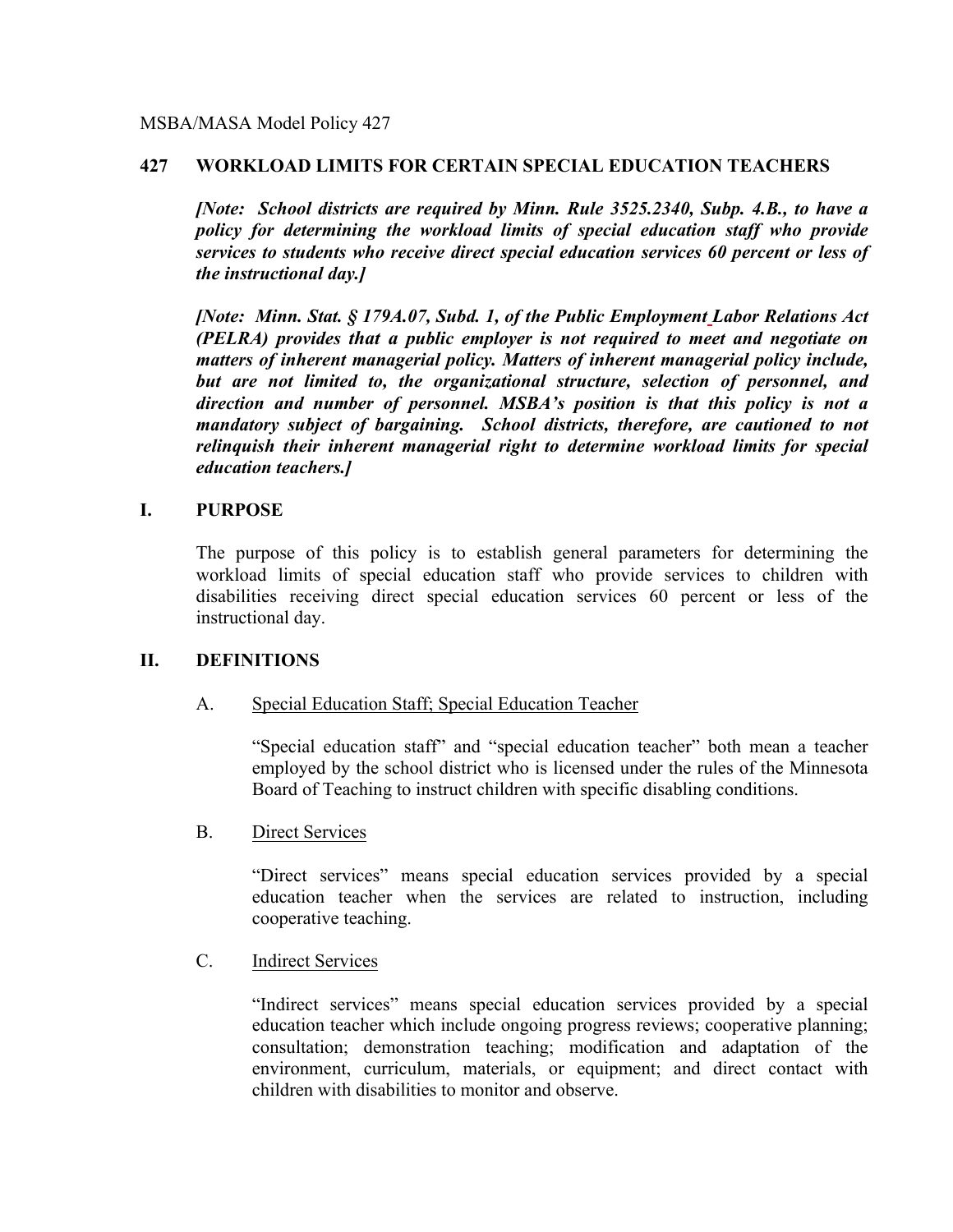MSBA/MASA Model Policy 427

# 427 WORKLOAD LIMITS FOR CERTAIN SPECIAL EDUCATION TEACHERS

***[Note: School districts are required by Minn. Rule 3525.2340, Subp. 4.B., to have a policy for determining the workload limits of special education staff who provide services to students who receive direct special education services 60 percent or less of the instructional day.]***

***[Note: Minn. Stat. § 179A.07, Subd. 1, of the Public Employment Labor Relations Act (PELRA) provides that a public employer is not required to meet and negotiate on matters of inherent managerial policy. Matters of inherent managerial policy include, but are not limited to, the organizational structure, selection of personnel, and direction and number of personnel. MSBA's position is that this policy is not a mandatory subject of bargaining. School districts, therefore, are cautioned to not relinquish their inherent managerial right to determine workload limits for special education teachers.]***

## I. PURPOSE

The purpose of this policy is to establish general parameters for determining the workload limits of special education staff who provide services to children with disabilities receiving direct special education services 60 percent or less of the instructional day.

## II. DEFINITIONS

### A. Special Education Staff; Special Education Teacher

"Special education staff" and "special education teacher" both mean a teacher employed by the school district who is licensed under the rules of the Minnesota Board of Teaching to instruct children with specific disabling conditions.

### B. Direct Services

"Direct services" means special education services provided by a special education teacher when the services are related to instruction, including cooperative teaching.

### C. Indirect Services

"Indirect services" means special education services provided by a special education teacher which include ongoing progress reviews; cooperative planning; consultation; demonstration teaching; modification and adaptation of the environment, curriculum, materials, or equipment; and direct contact with children with disabilities to monitor and observe.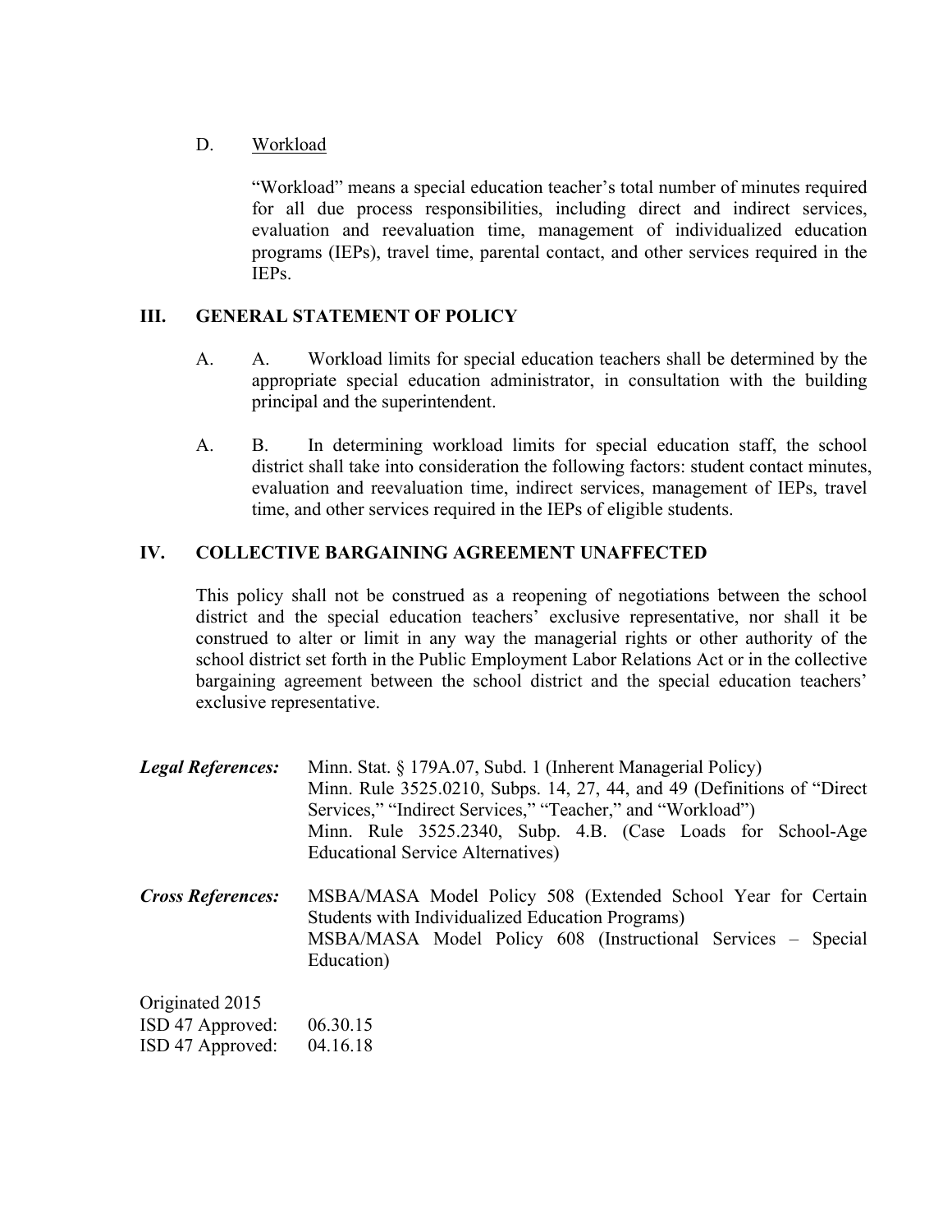D. Workload

"Workload" means a special education teacher's total number of minutes required for all due process responsibilities, including direct and indirect services, evaluation and reevaluation time, management of individualized education programs (IEPs), travel time, parental contact, and other services required in the IEPs.

## III. GENERAL STATEMENT OF POLICY

A. A. Workload limits for special education teachers shall be determined by the appropriate special education administrator, in consultation with the building principal and the superintendent.

A. B. In determining workload limits for special education staff, the school district shall take into consideration the following factors: student contact minutes, evaluation and reevaluation time, indirect services, management of IEPs, travel time, and other services required in the IEPs of eligible students.

## IV. COLLECTIVE BARGAINING AGREEMENT UNAFFECTED

This policy shall not be construed as a reopening of negotiations between the school district and the special education teachers' exclusive representative, nor shall it be construed to alter or limit in any way the managerial rights or other authority of the school district set forth in the Public Employment Labor Relations Act or in the collective bargaining agreement between the school district and the special education teachers' exclusive representative.

***Legal References:*** Minn. Stat. § 179A.07, Subd. 1 (Inherent Managerial Policy)
Minn. Rule 3525.0210, Subps. 14, 27, 44, and 49 (Definitions of "Direct Services," "Indirect Services," "Teacher," and "Workload")
Minn. Rule 3525.2340, Subp. 4.B. (Case Loads for School-Age Educational Service Alternatives)

***Cross References:*** MSBA/MASA Model Policy 508 (Extended School Year for Certain Students with Individualized Education Programs)
MSBA/MASA Model Policy 608 (Instructional Services – Special Education)

Originated 2015
ISD 47 Approved: 06.30.15
ISD 47 Approved: 04.16.18